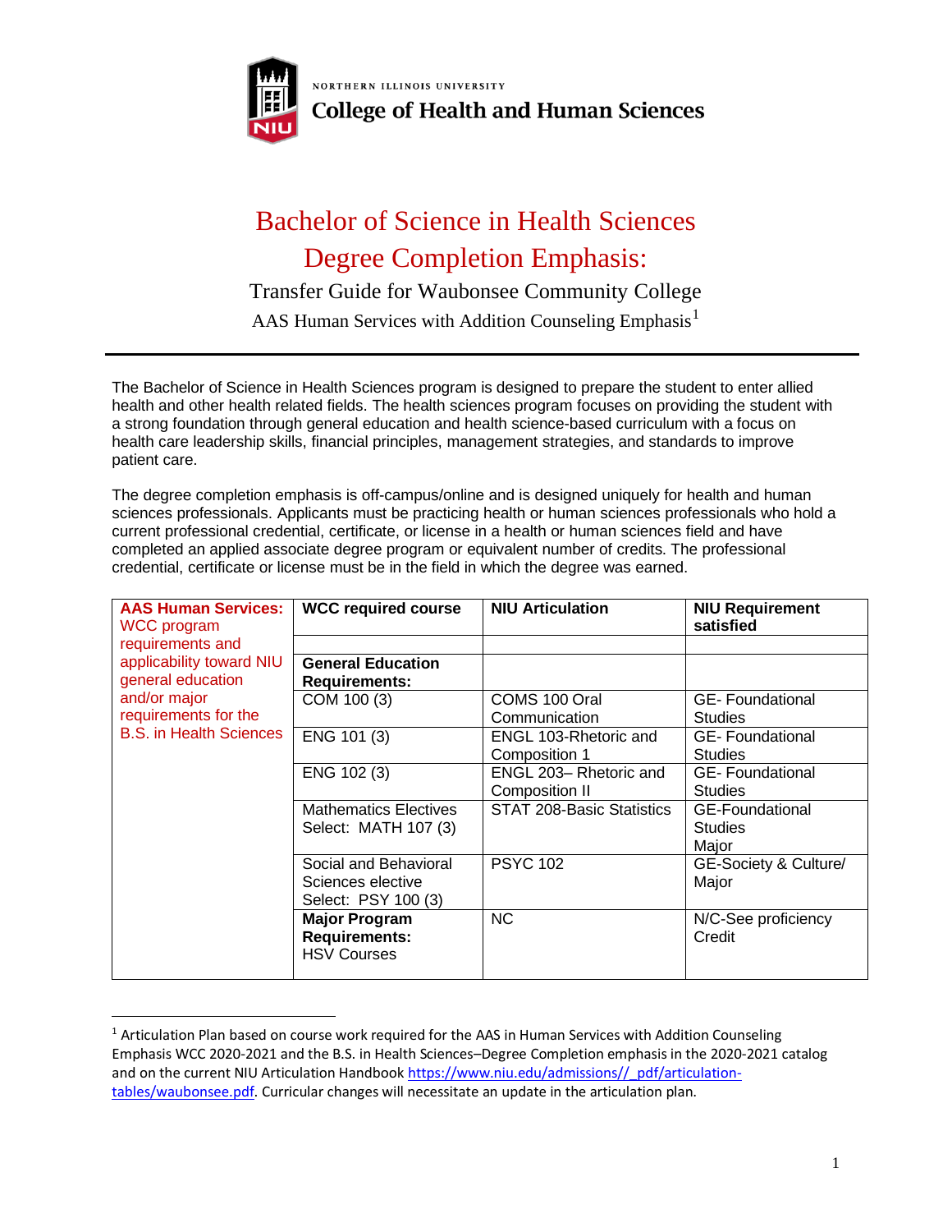NORTHERN ILLINOIS UNIVERSITY

**College of Health and Human Sciences**

# Bachelor of Science in Health Sciences Degree Completion Emphasis:

## Transfer Guide for Waubonsee Community College

### AAS Human Services with Addition Counseling Emphasis[1]

The Bachelor of Science in Health Sciences program is designed to prepare the student to enter allied health and other health related fields. The health sciences program focuses on providing the student with a strong foundation through general education and health science-based curriculum with a focus on health care leadership skills, financial principles, management strategies, and standards to improve patient care.

The degree completion emphasis is off-campus/online and is designed uniquely for health and human sciences professionals. Applicants must be practicing health or human sciences professionals who hold a current professional credential, certificate, or license in a health or human sciences field and have completed an applied associate degree program or equivalent number of credits. The professional credential, certificate or license must be in the field in which the degree was earned.

| **AAS Human Services:** WCC program requirements and applicability toward NIU general education and/or major requirements for the B.S. in Health Sciences | **WCC required course** | **NIU Articulation** | **NIU Requirement satisfied** |
|---|---|---|---|
| | | | |
| | **General Education Requirements:** | | |
| | COM 100 (3) | COMS 100 Oral Communication | GE- Foundational Studies |
| | ENG 101 (3) | ENGL 103-Rhetoric and Composition 1 | GE- Foundational Studies |
| | ENG 102 (3) | ENGL 203– Rhetoric and Composition II | GE- Foundational Studies |
| | Mathematics Electives Select: MATH 107 (3) | STAT 208-Basic Statistics | GE-Foundational Studies Major |
| | Social and Behavioral Sciences elective Select: PSY 100 (3) | PSYC 102 | GE-Society & Culture/ Major |
| | **Major Program Requirements:** HSV Courses | NC | N/C-See proficiency Credit |

[1] Articulation Plan based on course work required for the AAS in Human Services with Addition Counseling Emphasis WCC 2020-2021 and the B.S. in Health Sciences–Degree Completion emphasis in the 2020-2021 catalog and on the current NIU Articulation Handbook https://www.niu.edu/admissions//_pdf/articulation-tables/waubonsee.pdf. Curricular changes will necessitate an update in the articulation plan.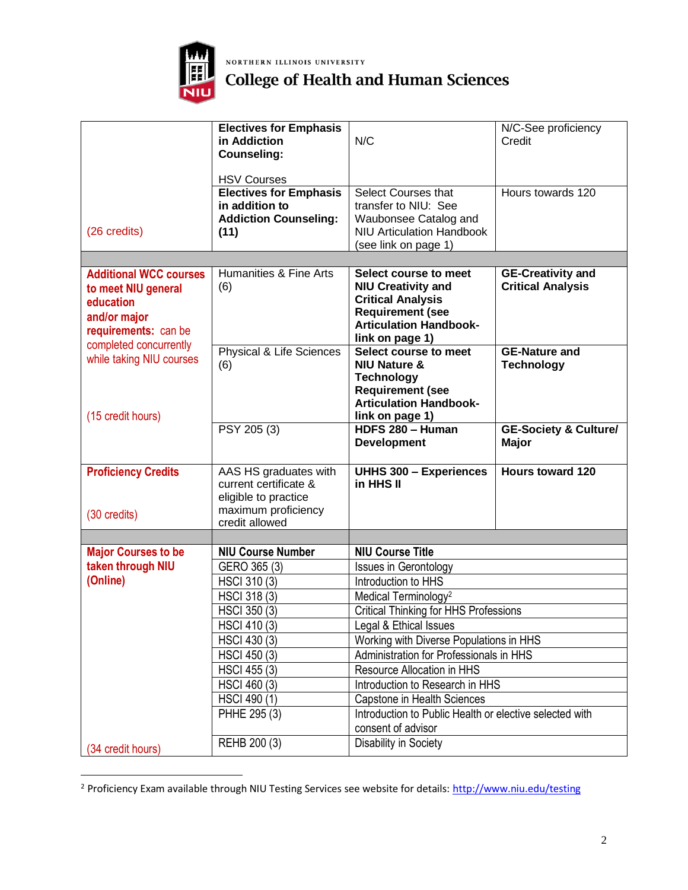NORTHERN ILLINOIS UNIVERSITY
College of Health and Human Sciences

| | | | |
|---|---|---|---|
| | **Electives for Emphasis in Addiction Counseling:** HSV Courses | N/C | N/C-See proficiency Credit |
| (26 credits) | **Electives for Emphasis in addition to Addiction Counseling: (11)** | Select Courses that transfer to NIU: See Waubonsee Catalog and NIU Articulation Handbook (see link on page 1) | Hours towards 120 |
| | | | |
| **Additional WCC courses to meet NIU general education and/or major requirements:** can be completed concurrently while taking NIU courses | Humanities & Fine Arts (6) | **Select course to meet NIU Creativity and Critical Analysis Requirement (see Articulation Handbook- link on page 1)** | **GE-Creativity and Critical Analysis** |
| (15 credit hours) | Physical & Life Sciences (6) | **Select course to meet NIU Nature & Technology Requirement (see Articulation Handbook- link on page 1)** | **GE-Nature and Technology** |
| | PSY 205 (3) | **HDFS 280 – Human Development** | **GE-Society & Culture/ Major** |
| **Proficiency Credits** (30 credits) | AAS HS graduates with current certificate & eligible to practice maximum proficiency credit allowed | **UHHS 300 – Experiences in HHS II** | **Hours toward 120** |
| | | | |
| **Major Courses to be taken through NIU (Online)** | **NIU Course Number** | **NIU Course Title** | |
| | GERO 365 (3) | Issues in Gerontology | |
| | HSCI 310 (3) | Introduction to HHS | |
| | HSCI 318 (3) | Medical Terminology[2] | |
| | HSCI 350 (3) | Critical Thinking for HHS Professions | |
| | HSCI 410 (3) | Legal & Ethical Issues | |
| | HSCI 430 (3) | Working with Diverse Populations in HHS | |
| | HSCI 450 (3) | Administration for Professionals in HHS | |
| | HSCI 455 (3) | Resource Allocation in HHS | |
| | HSCI 460 (3) | Introduction to Research in HHS | |
| | HSCI 490 (1) | Capstone in Health Sciences | |
| | PHHE 295 (3) | Introduction to Public Health or elective selected with consent of advisor | |
| (34 credit hours) | REHB 200 (3) | Disability in Society | |

[2] Proficiency Exam available through NIU Testing Services see website for details: http://www.niu.edu/testing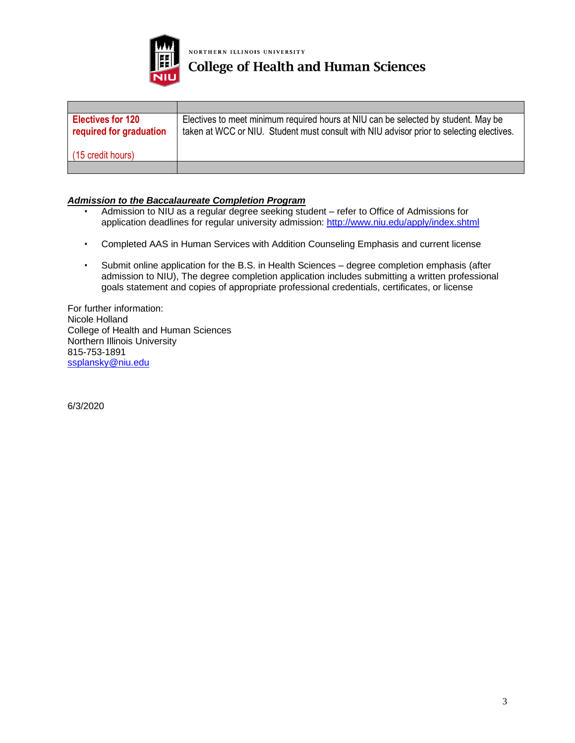NORTHERN ILLINOIS UNIVERSITY

# College of Health and Human Sciences

| | |
|---|---|
| **Electives for 120 required for graduation**<br><br>(15 credit hours) | Electives to meet minimum required hours at NIU can be selected by student. May be taken at WCC or NIU. Student must consult with NIU advisor prior to selecting electives. |
| | |

***Admission to the Baccalaureate Completion Program***

- Admission to NIU as a regular degree seeking student – refer to Office of Admissions for application deadlines for regular university admission: http://www.niu.edu/apply/index.shtml

- Completed AAS in Human Services with Addition Counseling Emphasis and current license

- Submit online application for the B.S. in Health Sciences – degree completion emphasis (after admission to NIU), The degree completion application includes submitting a written professional goals statement and copies of appropriate professional credentials, certificates, or license

For further information:
Nicole Holland
College of Health and Human Sciences
Northern Illinois University
815-753-1891
ssplansky@niu.edu

6/3/2020